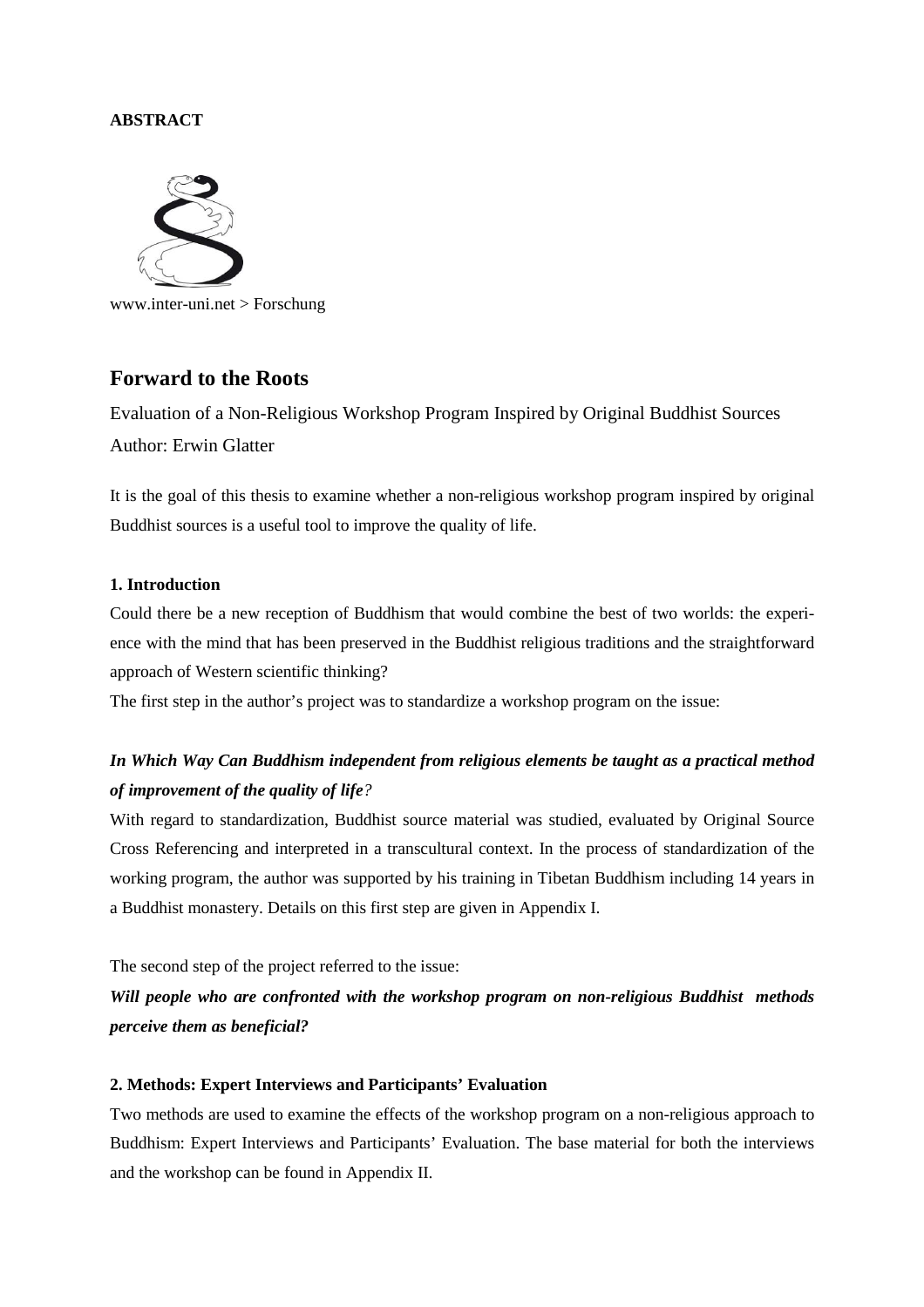**ABSTRACT**

www.inter-uni.net > Forschung

## Forward to the Roots

Evaluation of a Non-Religious Workshop Program Inspired by Original Buddhist Sources

Author: Erwin Glatter

It is the goal of this thesis to examine whether a non-religious workshop program inspired by original Buddhist sources is a useful tool to improve the quality of life.

### 1. Introduction

Could there be a new reception of Buddhism that would combine the best of two worlds: the experience with the mind that has been preserved in the Buddhist religious traditions and the straightforward approach of Western scientific thinking?

The first step in the author's project was to standardize a workshop program on the issue:

***In Which Way Can Buddhism independent from religious elements be taught as a practical method of improvement of the quality of life?***

With regard to standardization, Buddhist source material was studied, evaluated by Original Source Cross Referencing and interpreted in a transcultural context. In the process of standardization of the working program, the author was supported by his training in Tibetan Buddhism including 14 years in a Buddhist monastery. Details on this first step are given in Appendix I.

The second step of the project referred to the issue:

***Will people who are confronted with the workshop program on non-religious Buddhist methods perceive them as beneficial?***

### 2. Methods: Expert Interviews and Participants' Evaluation

Two methods are used to examine the effects of the workshop program on a non-religious approach to Buddhism: Expert Interviews and Participants' Evaluation. The base material for both the interviews and the workshop can be found in Appendix II.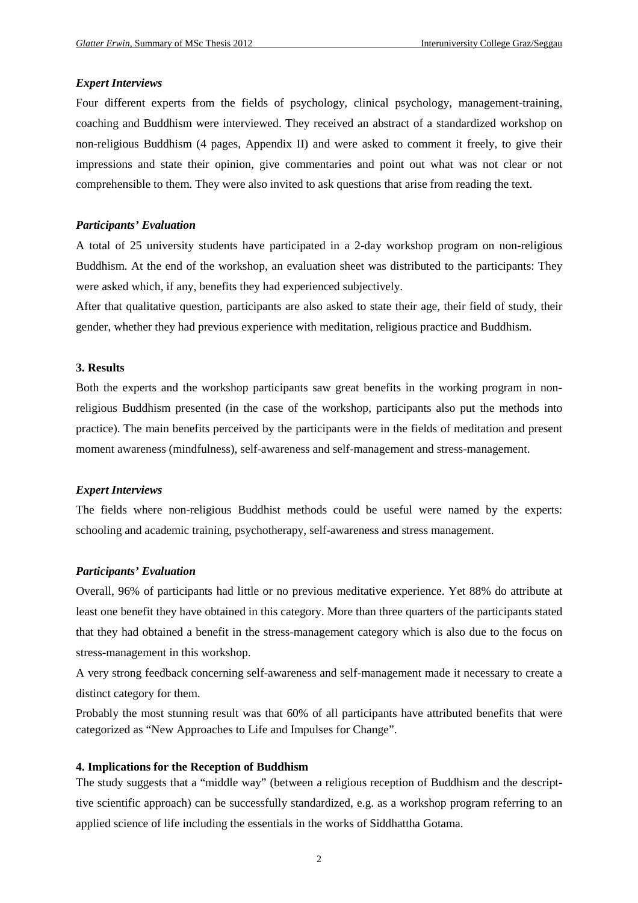### *Expert Interviews*

Four different experts from the fields of psychology, clinical psychology, management-training, coaching and Buddhism were interviewed. They received an abstract of a standardized workshop on non-religious Buddhism (4 pages, Appendix II) and were asked to comment it freely, to give their impressions and state their opinion, give commentaries and point out what was not clear or not comprehensible to them. They were also invited to ask questions that arise from reading the text.

### *Participants' Evaluation*

A total of 25 university students have participated in a 2-day workshop program on non-religious Buddhism. At the end of the workshop, an evaluation sheet was distributed to the participants: They were asked which, if any, benefits they had experienced subjectively.

After that qualitative question, participants are also asked to state their age, their field of study, their gender, whether they had previous experience with meditation, religious practice and Buddhism.

## 3. Results

Both the experts and the workshop participants saw great benefits in the working program in non-religious Buddhism presented (in the case of the workshop, participants also put the methods into practice). The main benefits perceived by the participants were in the fields of meditation and present moment awareness (mindfulness), self-awareness and self-management and stress-management.

### *Expert Interviews*

The fields where non-religious Buddhist methods could be useful were named by the experts: schooling and academic training, psychotherapy, self-awareness and stress management.

### *Participants' Evaluation*

Overall, 96% of participants had little or no previous meditative experience. Yet 88% do attribute at least one benefit they have obtained in this category. More than three quarters of the participants stated that they had obtained a benefit in the stress-management category which is also due to the focus on stress-management in this workshop.

A very strong feedback concerning self-awareness and self-management made it necessary to create a distinct category for them.

Probably the most stunning result was that 60% of all participants have attributed benefits that were categorized as "New Approaches to Life and Impulses for Change".

## 4. Implications for the Reception of Buddhism

The study suggests that a "middle way" (between a religious reception of Buddhism and the descriptive scientific approach) can be successfully standardized, e.g. as a workshop program referring to an applied science of life including the essentials in the works of Siddhattha Gotama.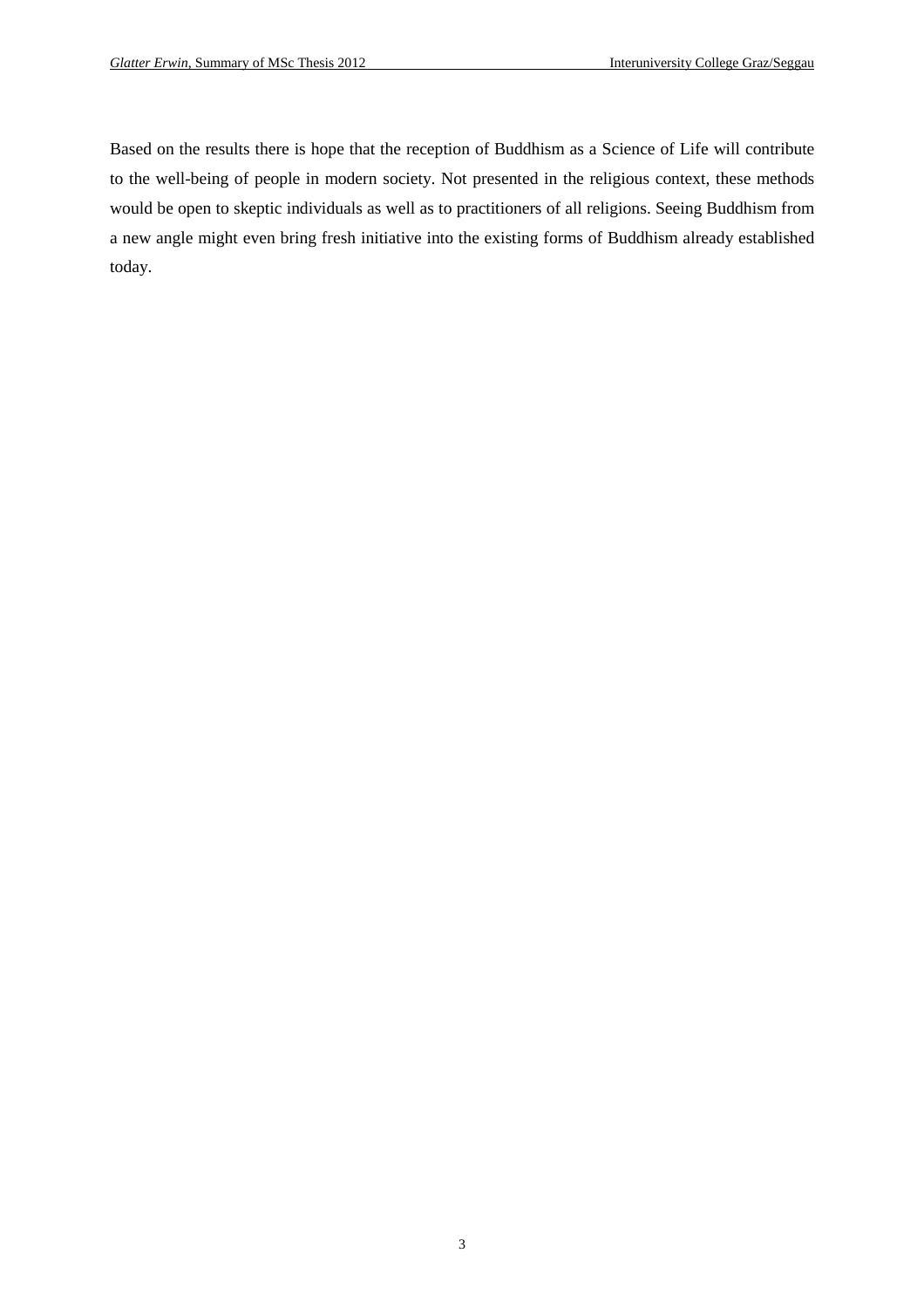Based on the results there is hope that the reception of Buddhism as a Science of Life will contribute to the well-being of people in modern society. Not presented in the religious context, these methods would be open to skeptic individuals as well as to practitioners of all religions. Seeing Buddhism from a new angle might even bring fresh initiative into the existing forms of Buddhism already established today.